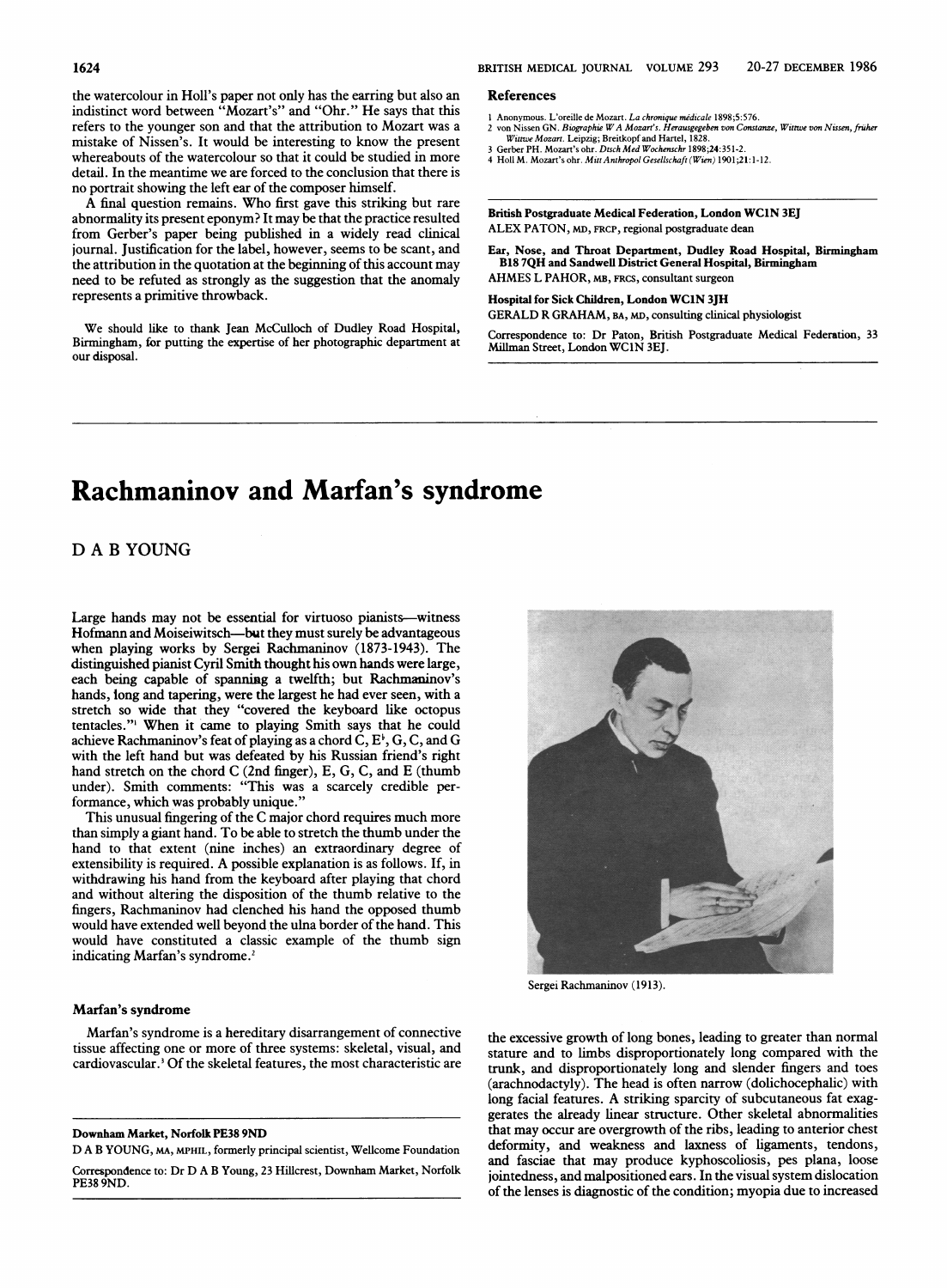the watercolour in Holl's paper not only has the earring but also an indistinct word between "Mozart's" and "Ohr." He says that this refers to the younger son and that the attribution to Mozart was a mistake of Nissen's. It would be interesting to know the present whereabouts of the watercolour so that it could be studied in more detail. In the meantime we are forced to the conclusion that there is no portrait showing the left ear of the composer himself.

A final question remains. Who first gave this striking but rare abnormality its present eponym? It may be that the practice resulted from Gerber's paper being published in a widely read clinical journal. Justification for the label, however, seems to be scant, and the attribution in the quotation at the beginning of this account may need to be refuted as strongly as the suggestion that the anomaly represents a primitive throwback.

We should like to thank Jean McCulloch of Dudley Road Hospital, Birmingham, for putting the expertise of her photographic department at our disposal.

## References

1 Anonymous. L'oreille de Mozart. *La chronique médicale* 1898;5:576.
2 von Nissen GN. *Biographie W A Mozart's. Herausgegeben von Constanze, Wittwe von Nissen, früher Wittwe Mozart.* Leipzig; Breitkopf and Hartel, 1828.
3 Gerber PH. Mozart's ohr. *Dtsch Med Wochenschr* 1898;24:351-2.
4 Holl M. Mozart's ohr. *Mitt Anthropol Gesellschaft (Wien)* 1901;21:1-12.

**British Postgraduate Medical Federation, London WC1N 3EJ**
ALEX PATON, MD, FRCP, regional postgraduate dean

**Ear, Nose, and Throat Department, Dudley Road Hospital, Birmingham B18 7QH and Sandwell District General Hospital, Birmingham**
AHMES L PAHOR, MB, FRCS, consultant surgeon

**Hospital for Sick Children, London WC1N 3JH**
GERALD R GRAHAM, BA, MD, consulting clinical physiologist

Correspondence to: Dr Paton, British Postgraduate Medical Federation, 33 Millman Street, London WC1N 3EJ.

# Rachmaninov and Marfan's syndrome

D A B YOUNG

Large hands may not be essential for virtuoso pianists—witness Hofmann and Moiseiwitsch—but they must surely be advantageous when playing works by Sergei Rachmaninov (1873-1943). The distinguished pianist Cyril Smith thought his own hands were large, each being capable of spanning a twelfth; but Rachmaninov's hands, long and tapering, were the largest he had ever seen, with a stretch so wide that they "covered the keyboard like octopus tentacles."[1] When it came to playing Smith says that he could achieve Rachmaninov's feat of playing as a chord C, E♭, G, C, and G with the left hand but was defeated by his Russian friend's right hand stretch on the chord C (2nd finger), E, G, C, and E (thumb under). Smith comments: "This was a scarcely credible performance, which was probably unique."

This unusual fingering of the C major chord requires much more than simply a giant hand. To be able to stretch the thumb under the hand to that extent (nine inches) an extraordinary degree of extensibility is required. A possible explanation is as follows. If, in withdrawing his hand from the keyboard after playing that chord and without altering the disposition of the thumb relative to the fingers, Rachmaninov had clenched his hand the opposed thumb would have extended well beyond the ulna border of the hand. This would have constituted a classic example of the thumb sign indicating Marfan's syndrome.[2]

Sergei Rachmaninov (1913).

## Marfan's syndrome

Marfan's syndrome is a hereditary disarrangement of connective tissue affecting one or more of three systems: skeletal, visual, and cardiovascular.[3] Of the skeletal features, the most characteristic are the excessive growth of long bones, leading to greater than normal stature and to limbs disproportionately long compared with the trunk, and disproportionately long and slender fingers and toes (arachnodactyly). The head is often narrow (dolichocephalic) with long facial features. A striking sparcity of subcutaneous fat exaggerates the already linear structure. Other skeletal abnormalities that may occur are overgrowth of the ribs, leading to anterior chest deformity, and weakness and laxness of ligaments, tendons, and fasciae that may produce kyphoscoliosis, pes plana, loose jointedness, and malpositioned ears. In the visual system dislocation of the lenses is diagnostic of the condition; myopia due to increased

**Downham Market, Norfolk PE38 9ND**
D A B YOUNG, MA, MPHIL, formerly principal scientist, Wellcome Foundation

Correspondence to: Dr D A B Young, 23 Hillcrest, Downham Market, Norfolk PE38 9ND.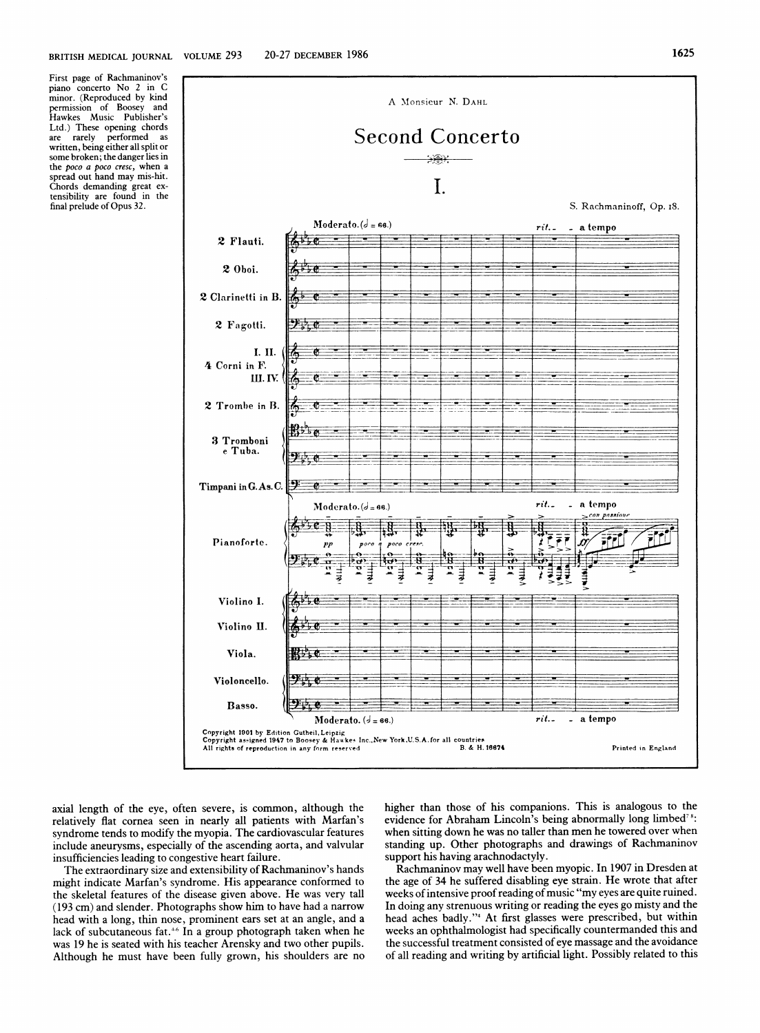First page of Rachmaninov's piano concerto No 2 in C minor. (Reproduced by kind permission of Boosey and Hawkes Music Publisher's Ltd.) These opening chords are rarely performed as written, being either all split or some broken; the danger lies in the *poco a poco cresc*, when a spread out hand may mis-hit. Chords demanding great extensibility are found in the final prelude of Opus 32.

axial length of the eye, often severe, is common, although the relatively flat cornea seen in nearly all patients with Marfan's syndrome tends to modify the myopia. The cardiovascular features include aneurysms, especially of the ascending aorta, and valvular insufficiencies leading to congestive heart failure.

The extraordinary size and extensibility of Rachmaninov's hands might indicate Marfan's syndrome. His appearance conformed to the skeletal features of the disease given above. He was very tall (193 cm) and slender. Photographs show him to have had a narrow head with a long, thin nose, prominent ears set at an angle, and a lack of subcutaneous fat.[4-6] In a group photograph taken when he was 19 he is seated with his teacher Arensky and two other pupils. Although he must have been fully grown, his shoulders are no higher than those of his companions. This is analogous to the evidence for Abraham Lincoln's being abnormally long limbed[7,8]: when sitting down he was no taller than men he towered over when standing up. Other photographs and drawings of Rachmaninov support his having arachnodactyly.

Rachmaninov may well have been myopic. In 1907 in Dresden at the age of 34 he suffered disabling eye strain. He wrote that after weeks of intensive proof reading of music "my eyes are quite ruined. In doing any strenuous writing or reading the eyes go misty and the head aches badly."[4] At first glasses were prescribed, but within weeks an ophthalmologist had specifically countermanded this and the successful treatment consisted of eye massage and the avoidance of all reading and writing by artificial light. Possibly related to this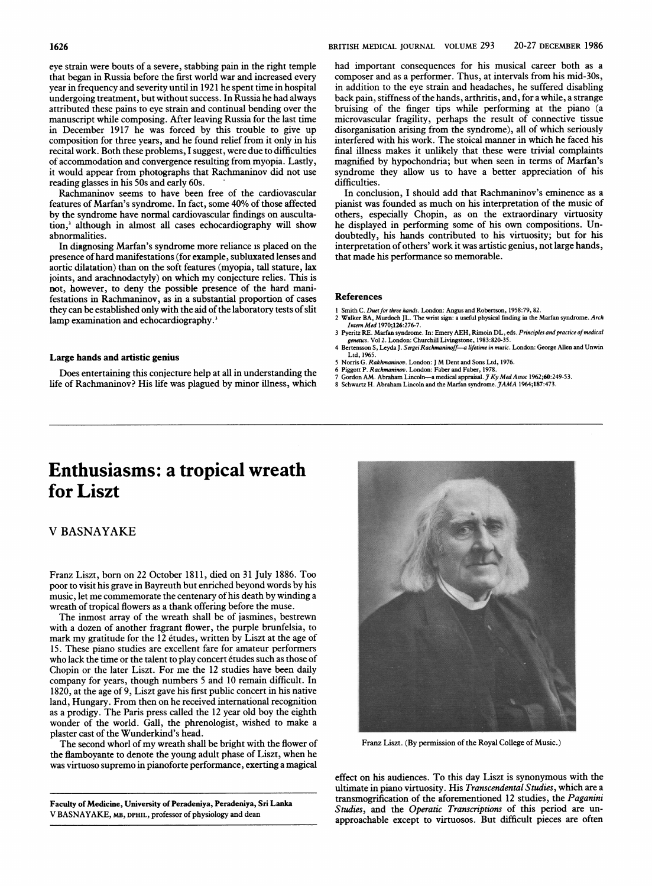eye strain were bouts of a severe, stabbing pain in the right temple that began in Russia before the first world war and increased every year in frequency and severity until in 1921 he spent time in hospital undergoing treatment, but without success. In Russia he had always attributed these pains to eye strain and continual bending over the manuscript while composing. After leaving Russia for the last time in December 1917 he was forced by this trouble to give up composition for three years, and he found relief from it only in his recital work. Both these problems, I suggest, were due to difficulties of accommodation and convergence resulting from myopia. Lastly, it would appear from photographs that Rachmaninov did not use reading glasses in his 50s and early 60s.

Rachmaninov seems to have been free of the cardiovascular features of Marfan's syndrome. In fact, some 40% of those affected by the syndrome have normal cardiovascular findings on auscultation,[3] although in almost all cases echocardiography will show abnormalities.

In diagnosing Marfan's syndrome more reliance is placed on the presence of hard manifestations (for example, subluxated lenses and aortic dilatation) than on the soft features (myopia, tall stature, lax joints, and arachnodactyly) on which my conjecture relies. This is not, however, to deny the possible presence of the hard manifestations in Rachmaninov, as in a substantial proportion of cases they can be established only with the aid of the laboratory tests of slit lamp examination and echocardiography.[3]

#### Large hands and artistic genius

Does entertaining this conjecture help at all in understanding the life of Rachmaninov? His life was plagued by minor illness, which had important consequences for his musical career both as a composer and as a performer. Thus, at intervals from his mid-30s, in addition to the eye strain and headaches, he suffered disabling back pain, stiffness of the hands, arthritis, and, for a while, a strange bruising of the finger tips while performing at the piano (a microvascular fragility, perhaps the result of connective tissue disorganisation arising from the syndrome), all of which seriously interfered with his work. The stoical manner in which he faced his final illness makes it unlikely that these were trivial complaints magnified by hypochondria; but when seen in terms of Marfan's syndrome they allow us to have a better appreciation of his difficulties.

In conclusion, I should add that Rachmaninov's eminence as a pianist was founded as much on his interpretation of the music of others, especially Chopin, as on the extraordinary virtuosity he displayed in performing some of his own compositions. Undoubtedly, his hands contributed to his virtuosity; but for his interpretation of others' work it was artistic genius, not large hands, that made his performance so memorable.

#### References

1 Smith C. *Duet for three hands*. London: Angus and Robertson, 1958:79, 82.
2 Walker BA, Murdoch JL. The wrist sign: a useful physical finding in the Marfan syndrome. *Arch Intern Med* 1970;**126**:276-7.
3 Pyeritz RE. Marfan syndrome. In: Emery AEH, Rimoin DL, eds. *Principles and practice of medical genetics*. Vol 2. London: Churchill Livingstone, 1983:820-35.
4 Bertensson S, Leyda J. *Sergei Rachmaninoff—a lifetime in music*. London: George Allen and Unwin Ltd, 1965.
5 Norris G. *Rakhmaninov*. London: J M Dent and Sons Ltd, 1976.
6 Piggott P. *Rachmaninov*. London: Faber and Faber, 1978.
7 Gordon AM. Abraham Lincoln—a medical appraisal. *J Ky Med Assoc* 1962;**60**:249-53.
8 Schwartz H. Abraham Lincoln and the Marfan syndrome. *JAMA* 1964;**187**:473.

# Enthusiasms: a tropical wreath for Liszt

V BASNAYAKE

Franz Liszt, born on 22 October 1811, died on 31 July 1886. Too poor to visit his grave in Bayreuth but enriched beyond words by his music, let me commemorate the centenary of his death by winding a wreath of tropical flowers as a thank offering before the muse.

The inmost array of the wreath shall be of jasmines, bestrewn with a dozen of another fragrant flower, the purple brunfelsia, to mark my gratitude for the 12 études, written by Liszt at the age of 15. These piano studies are excellent fare for amateur performers who lack the time or the talent to play concert études such as those of Chopin or the later Liszt. For me the 12 studies have been daily company for years, though numbers 5 and 10 remain difficult. In 1820, at the age of 9, Liszt gave his first public concert in his native land, Hungary. From then on he received international recognition as a prodigy. The Paris press called the 12 year old boy the eighth wonder of the world. Gall, the phrenologist, wished to make a plaster cast of the Wunderkind's head.

The second whorl of my wreath shall be bright with the flower of the flamboyante to denote the young adult phase of Liszt, when he was virtuoso supremo in pianoforte performance, exerting a magical effect on his audiences. To this day Liszt is synonymous with the ultimate in piano virtuosity. His *Transcendental Studies*, which are a transmogrification of the aforementioned 12 studies, the *Paganini Studies*, and the *Operatic Transcriptions* of this period are unapproachable except to virtuosos. But difficult pieces are often

Franz Liszt. (By permission of the Royal College of Music.)

Faculty of Medicine, University of Peradeniya, Peradeniya, Sri Lanka
V BASNAYAKE, MB, DPHIL, professor of physiology and dean